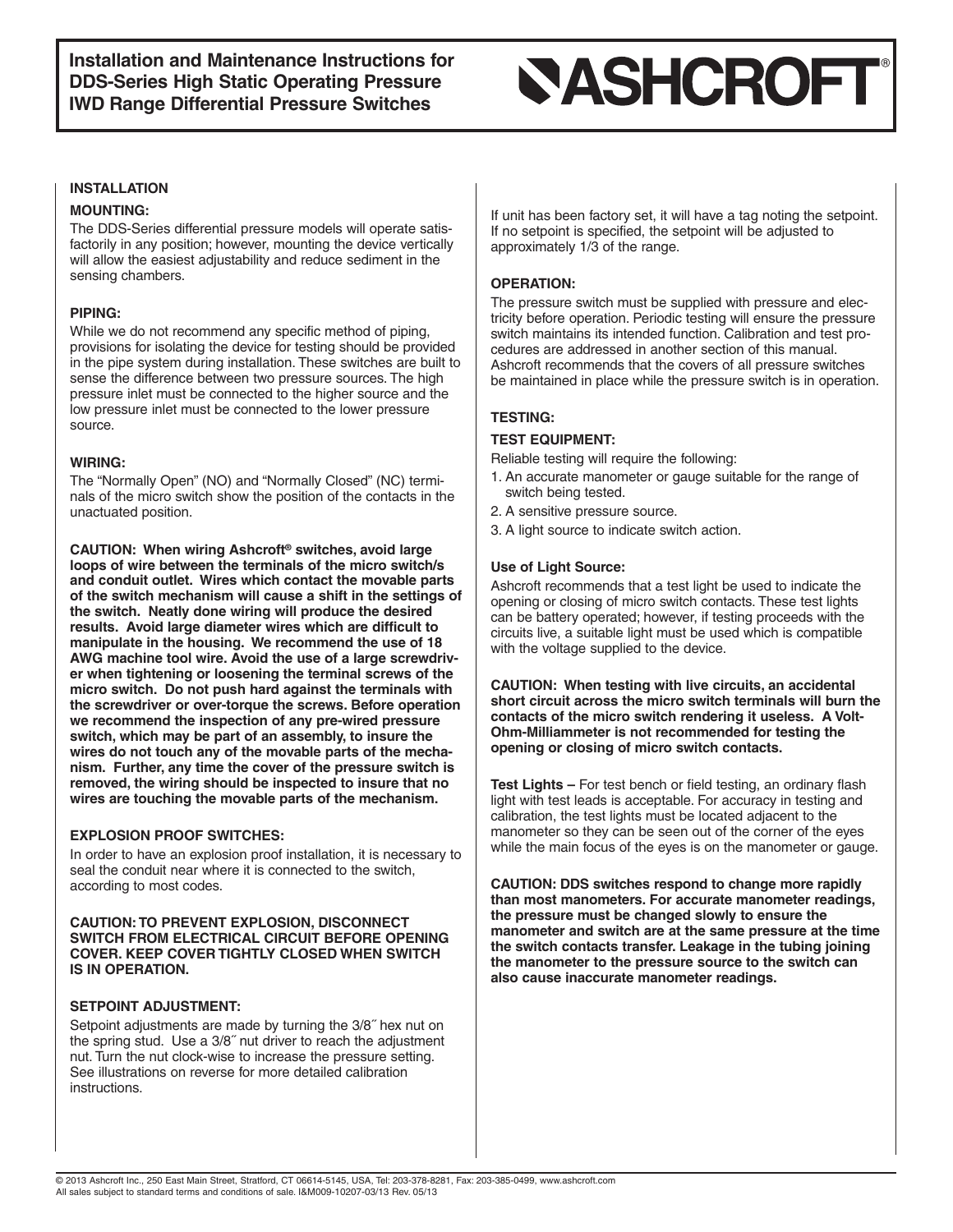# Installation and Maintenance Instructions for DDS-Series High Static Operating Pressure IWD Range Differential Pressure Switches

ASHCROFT®

## INSTALLATION

### MOUNTING:

The DDS-Series differential pressure models will operate satisfactorily in any position; however, mounting the device vertically will allow the easiest adjustability and reduce sediment in the sensing chambers.

### PIPING:

While we do not recommend any specific method of piping, provisions for isolating the device for testing should be provided in the pipe system during installation. These switches are built to sense the difference between two pressure sources. The high pressure inlet must be connected to the higher source and the low pressure inlet must be connected to the lower pressure source.

### WIRING:

The "Normally Open" (NO) and "Normally Closed" (NC) terminals of the micro switch show the position of the contacts in the unactuated position.

**CAUTION: When wiring Ashcroft® switches, avoid large loops of wire between the terminals of the micro switch/s and conduit outlet. Wires which contact the movable parts of the switch mechanism will cause a shift in the settings of the switch. Neatly done wiring will produce the desired results. Avoid large diameter wires which are difficult to manipulate in the housing. We recommend the use of 18 AWG machine tool wire. Avoid the use of a large screwdriver when tightening or loosening the terminal screws of the micro switch. Do not push hard against the terminals with the screwdriver or over-torque the screws. Before operation we recommend the inspection of any pre-wired pressure switch, which may be part of an assembly, to insure the wires do not touch any of the movable parts of the mechanism. Further, any time the cover of the pressure switch is removed, the wiring should be inspected to insure that no wires are touching the movable parts of the mechanism.**

### EXPLOSION PROOF SWITCHES:

In order to have an explosion proof installation, it is necessary to seal the conduit near where it is connected to the switch, according to most codes.

**CAUTION: TO PREVENT EXPLOSION, DISCONNECT SWITCH FROM ELECTRICAL CIRCUIT BEFORE OPENING COVER. KEEP COVER TIGHTLY CLOSED WHEN SWITCH IS IN OPERATION.**

### SETPOINT ADJUSTMENT:

Setpoint adjustments are made by turning the 3/8˝ hex nut on the spring stud. Use a 3/8˝ nut driver to reach the adjustment nut. Turn the nut clock-wise to increase the pressure setting. See illustrations on reverse for more detailed calibration instructions.

If unit has been factory set, it will have a tag noting the setpoint. If no setpoint is specified, the setpoint will be adjusted to approximately 1/3 of the range.

### OPERATION:

The pressure switch must be supplied with pressure and electricity before operation. Periodic testing will ensure the pressure switch maintains its intended function. Calibration and test procedures are addressed in another section of this manual. Ashcroft recommends that the covers of all pressure switches be maintained in place while the pressure switch is in operation.

## TESTING:

### TEST EQUIPMENT:

Reliable testing will require the following:

1. An accurate manometer or gauge suitable for the range of switch being tested.
2. A sensitive pressure source.
3. A light source to indicate switch action.

### Use of Light Source:

Ashcroft recommends that a test light be used to indicate the opening or closing of micro switch contacts. These test lights can be battery operated; however, if testing proceeds with the circuits live, a suitable light must be used which is compatible with the voltage supplied to the device.

**CAUTION: When testing with live circuits, an accidental short circuit across the micro switch terminals will burn the contacts of the micro switch rendering it useless. A Volt-Ohm-Milliammeter is not recommended for testing the opening or closing of micro switch contacts.**

**Test Lights –** For test bench or field testing, an ordinary flash light with test leads is acceptable. For accuracy in testing and calibration, the test lights must be located adjacent to the manometer so they can be seen out of the corner of the eyes while the main focus of the eyes is on the manometer or gauge.

**CAUTION: DDS switches respond to change more rapidly than most manometers. For accurate manometer readings, the pressure must be changed slowly to ensure the manometer and switch are at the same pressure at the time the switch contacts transfer. Leakage in the tubing joining the manometer to the pressure source to the switch can also cause inaccurate manometer readings.**

© 2013 Ashcroft Inc., 250 East Main Street, Stratford, CT 06614-5145, USA, Tel: 203-378-8281, Fax: 203-385-0499, www.ashcroft.com
All sales subject to standard terms and conditions of sale. I&M009-10207-03/13 Rev. 05/13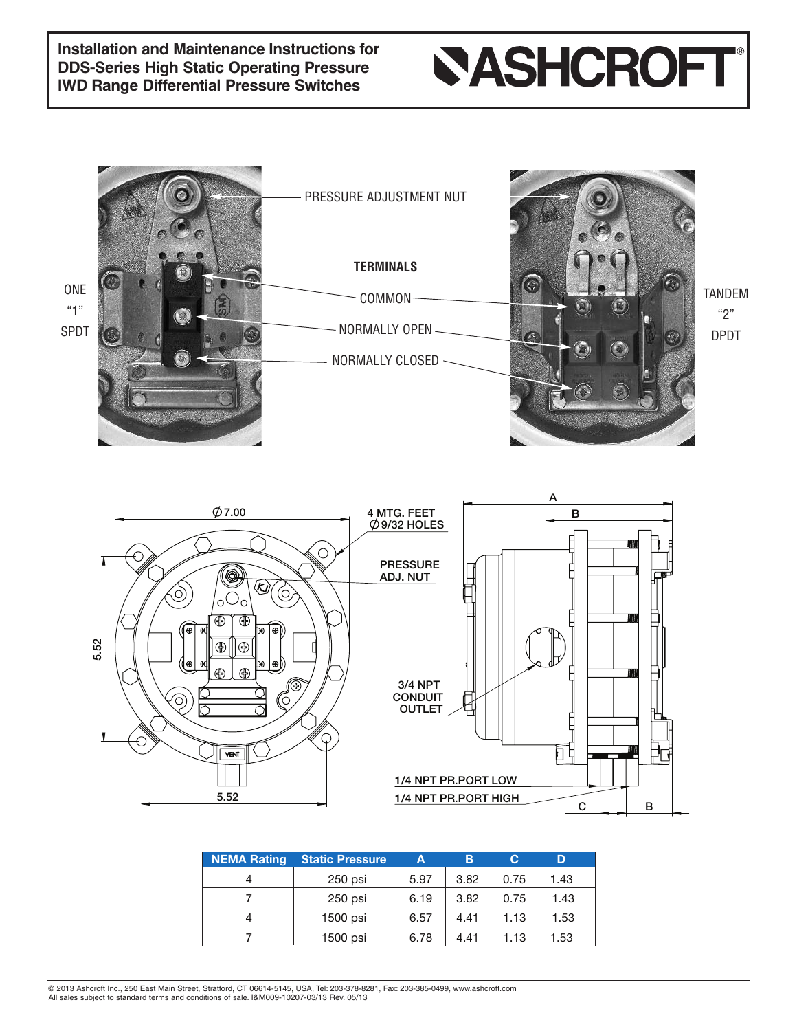**Installation and Maintenance Instructions for DDS-Series High Static Operating Pressure IWD Range Differential Pressure Switches**

ASHCROFT®

PRESSURE ADJUSTMENT NUT

TERMINALS

COMMON

NORMALLY OPEN

NORMALLY CLOSED

ONE "1" SPDT

TANDEM "2" DPDT

Ø7.00

4 MTG. FEET Ø9/32 HOLES

PRESSURE ADJ. NUT

3/4 NPT CONDUIT OUTLET

1/4 NPT PR.PORT LOW

1/4 NPT PR.PORT HIGH

5.52

5.52

VENT

A

B

C

B

| NEMA Rating | Static Pressure | A | B | C | D |
|---|---|---|---|---|---|
| 4 | 250 psi | 5.97 | 3.82 | 0.75 | 1.43 |
| 7 | 250 psi | 6.19 | 3.82 | 0.75 | 1.43 |
| 4 | 1500 psi | 6.57 | 4.41 | 1.13 | 1.53 |
| 7 | 1500 psi | 6.78 | 4.41 | 1.13 | 1.53 |

© 2013 Ashcroft Inc., 250 East Main Street, Stratford, CT 06614-5145, USA, Tel: 203-378-8281, Fax: 203-385-0499, www.ashcroft.com
All sales subject to standard terms and conditions of sale. I&M009-10207-03/13 Rev. 05/13